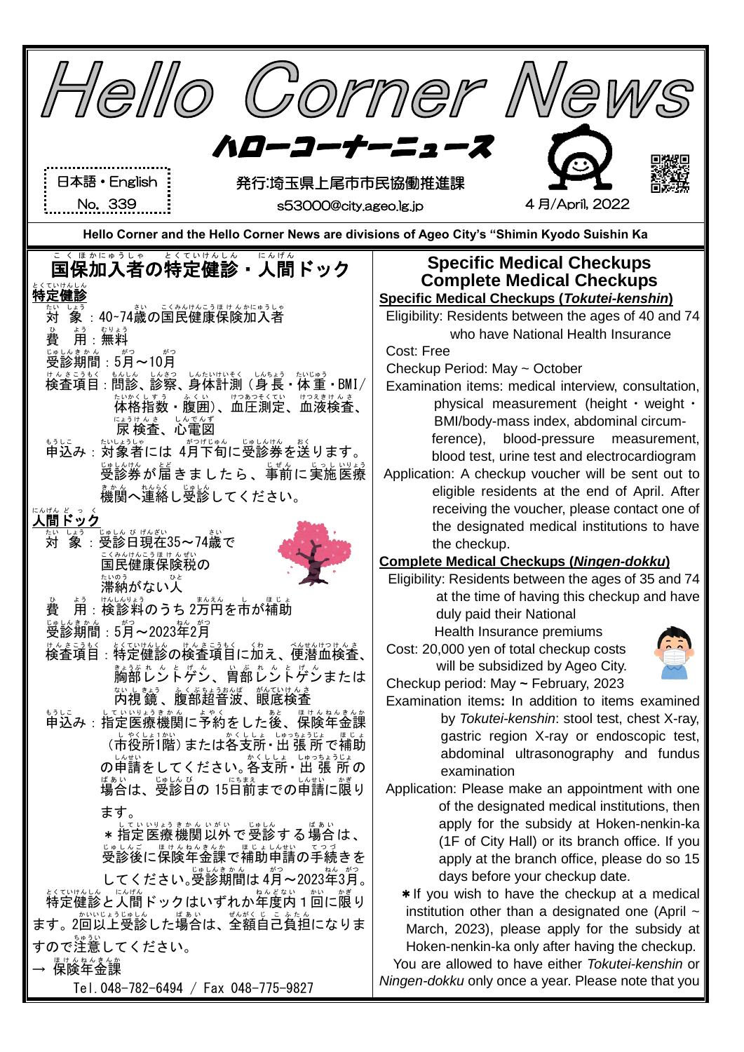# Hello Corner News

## ハローコーナーニュース

日本語・English
No. 339

発行:埼玉県上尾市市民協働推進課
s53000@city.ageo.lg.jp

4 月/April, 2022

**Hello Corner and the Hello Corner News are divisions of Ageo City's "Shimin Kyodo Suishin Ka**

## 国保加入者の特定健診・人間ドック

**特定健診**

対　象：40~74歳の国民健康保険加入者

費　用：無料

受診期間：5月～10月

検査項目：問診、診察、身体計測（身長・体重・BMI/体格指数・腹囲）、血圧測定、血液検査、尿検査、心電図

申込み：対象者には 4月下旬に受診券を送ります。受診券が届きましたら、事前に実施医療機関へ連絡し受診してください。

**人間ドック**

対　象：受診日現在35~74歳で国民健康保険税の滞納がない人

費　用：検診料のうち 2万円を市が補助

受診期間：5月～2023年2月

検査項目：特定健診の検査項目に加え、便潜血検査、胸部レントゲン、胃部レントゲンまたは内視鏡、腹部超音波、眼底検査

申込み：指定医療機関に予約をした後、保険年金課（市役所1階）または各支所・出張所で補助の申請をしてください。各支所・出張所の場合は、受診日の 15日前までの申請に限ります。

＊指定医療機関以外で受診する場合は、受診後に保険年金課で補助申請の手続きをしてください。受診期間は 4月～2023年3月。

特定健診と人間ドックはいずれか年度内１回に限ります。2回以上受診した場合は、全額自己負担になりますので注意してください。

→ 保険年金課
Tel. 048-782-6494 / Fax 048-775-9827

## Specific Medical Checkups
## Complete Medical Checkups

**Specific Medical Checkups (*Tokutei-kenshin*)**

Eligibility: Residents between the ages of 40 and 74 who have National Health Insurance

Cost: Free

Checkup Period: May ~ October

Examination items: medical interview, consultation, physical measurement (height・weight・BMI/body-mass index, abdominal circumference), blood-pressure measurement, blood test, urine test and electrocardiogram

Application: A checkup voucher will be sent out to eligible residents at the end of April. After receiving the voucher, please contact one of the designated medical institutions to have the checkup.

**Complete Medical Checkups (*Ningen-dokku*)**

Eligibility: Residents between the ages of 35 and 74 at the time of having this checkup and have duly paid their National Health Insurance premiums

Cost: 20,000 yen of total checkup costs will be subsidized by Ageo City.

Checkup period: May ~ February, 2023

Examination items**:** In addition to items examined by *Tokutei-kenshin*: stool test, chest X-ray, gastric region X-ray or endoscopic test, abdominal ultrasonography and fundus examination

Application: Please make an appointment with one of the designated medical institutions, then apply for the subsidy at Hoken-nenkin-ka (1F of City Hall) or its branch office. If you apply at the branch office, please do so 15 days before your checkup date.

＊If you wish to have the checkup at a medical institution other than a designated one (April ~ March, 2023), please apply for the subsidy at Hoken-nenkin-ka only after having the checkup.

You are allowed to have either *Tokutei-kenshin* or *Ningen-dokku* only once a year. Please note that you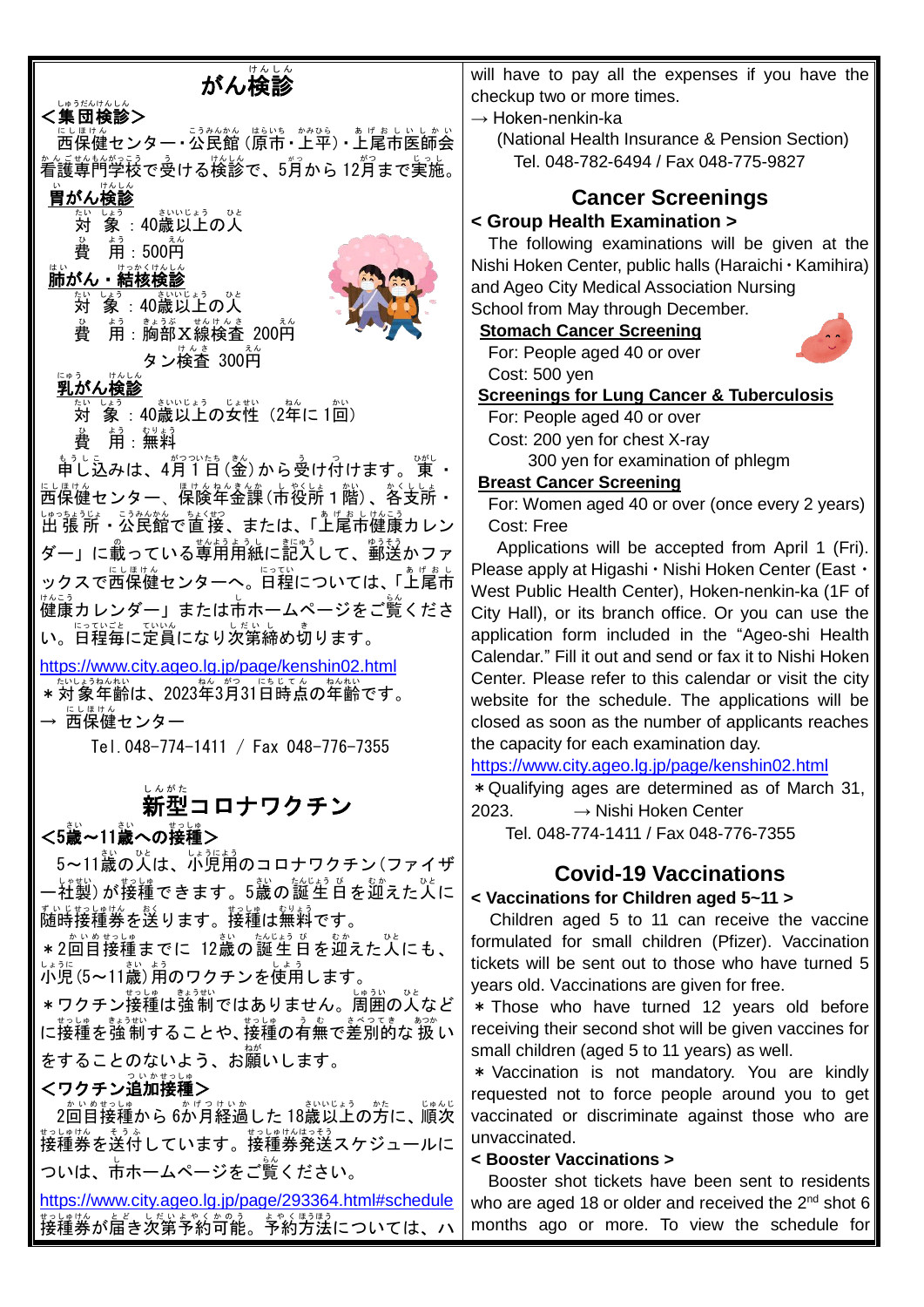# がん検診

## ＜集団検診＞

西保健センター・公民館（原市・上平）・上尾市医師会看護専門学校で受ける検診で、5月から12月まで実施。

**胃がん検診**

対　象：40歳以上の人
費　用：500円

**肺がん・結核検診**

対　象：40歳以上の人
費　用：胸部Ｘ線検査 200円
　　　　タン検査 300円

**乳がん検診**

対　象：40歳以上の女性（2年に1回）
費　用：無料

申し込みは、4月1日（金）から受け付けます。東・西保健センター、保険年金課（市役所1階）、各支所・出張所・公民館で直接、または、「上尾市健康カレンダー」に載っている専用用紙に記入して、郵送かファックスで西保健センターへ。日程については、「上尾市健康カレンダー」または市ホームページをご覧ください。日程毎に定員になり次第締め切ります。

https://www.city.ageo.lg.jp/page/kenshin02.html

＊対象年齢は、2023年3月31日時点の年齢です。

→ 西保健センター
　Tel.048-774-1411 / Fax 048-776-7355

# 新型コロナワクチン

## ＜5歳～11歳への接種＞

5～11歳の人は、小児用のコロナワクチン（ファイザー社製）が接種できます。5歳の誕生日を迎えた人に随時接種券を送ります。接種は無料です。

＊2回目接種までに 12歳の誕生日を迎えた人にも、小児（5～11歳）用のワクチンを使用します。

＊ワクチン接種は強制ではありません。周囲の人などに接種を強制することや、接種の有無で差別的な扱いをすることのないよう、お願いします。

## ＜ワクチン追加接種＞

2回目接種から 6か月経過した 18歳以上の方に、順次接種券を送付しています。接種券発送スケジュールについは、市ホームページをご覧ください。

https://www.city.ageo.lg.jp/page/293364.html#schedule

接種券が届き次第予約可能。予約方法については、ハ

---

will have to pay all the expenses if you have the checkup two or more times.

→ Hoken-nenkin-ka
　(National Health Insurance & Pension Section)
　Tel. 048-782-6494 / Fax 048-775-9827

# Cancer Screenings

## < Group Health Examination >

The following examinations will be given at the Nishi Hoken Center, public halls (Haraichi・Kamihira) and Ageo City Medical Association Nursing School from May through December.

**Stomach Cancer Screening**

For: People aged 40 or over
Cost: 500 yen

**Screenings for Lung Cancer & Tuberculosis**

For: People aged 40 or over
Cost: 200 yen for chest X-ray
　　　300 yen for examination of phlegm

**Breast Cancer Screening**

For: Women aged 40 or over (once every 2 years)
Cost: Free

Applications will be accepted from April 1 (Fri). Please apply at Higashi・Nishi Hoken Center (East・West Public Health Center), Hoken-nenkin-ka (1F of City Hall), or its branch office. Or you can use the application form included in the "Ageo-shi Health Calendar." Fill it out and send or fax it to Nishi Hoken Center. Please refer to this calendar or visit the city website for the schedule. The applications will be closed as soon as the number of applicants reaches the capacity for each examination day.

https://www.city.ageo.lg.jp/page/kenshin02.html

＊Qualifying ages are determined as of March 31, 2023.　　→ Nishi Hoken Center
　Tel. 048-774-1411 / Fax 048-776-7355

# Covid-19 Vaccinations

## < Vaccinations for Children aged 5~11 >

Children aged 5 to 11 can receive the vaccine formulated for small children (Pfizer). Vaccination tickets will be sent out to those who have turned 5 years old. Vaccinations are given for free.

＊Those who have turned 12 years old before receiving their second shot will be given vaccines for small children (aged 5 to 11 years) as well.

＊Vaccination is not mandatory. You are kindly requested not to force people around you to get vaccinated or discriminate against those who are unvaccinated.

## < Booster Vaccinations >

Booster shot tickets have been sent to residents who are aged 18 or older and received the 2nd shot 6 months ago or more. To view the schedule for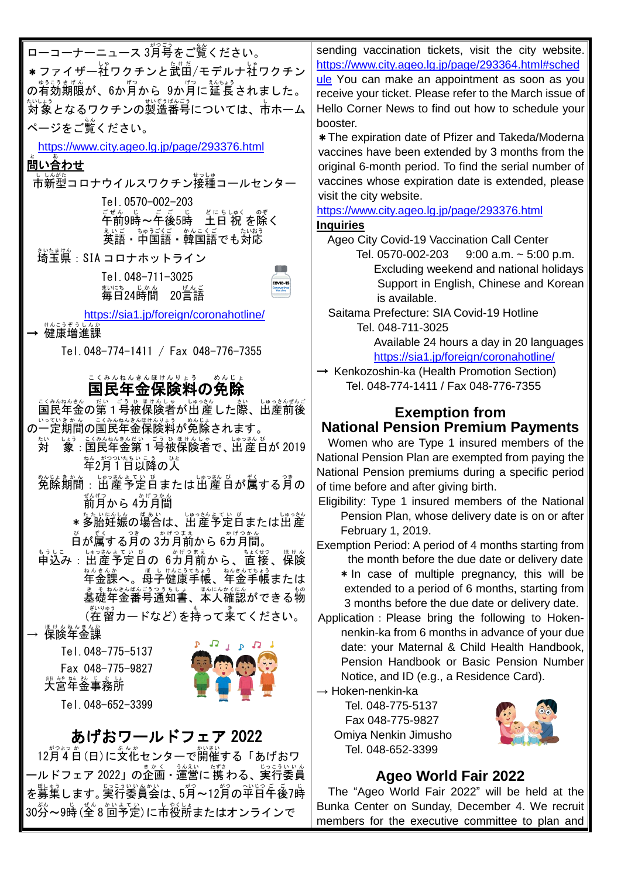ローコーナーニュース3月号をご覧ください。

＊ファイザー社ワクチンと武田/モデルナ社ワクチンの有効期限が、6か月から 9か月に延長されました。対象となるワクチンの製造番号については、市ホームページをご覧ください。

https://www.city.ageo.lg.jp/page/293376.html

**問い合わせ**

市新型コロナウイルスワクチン接種コールセンター

Tel. 0570-002-203
午前9時～午後5時　土日祝を除く
英語・中国語・韓国語でも対応

埼玉県：SIA コロナホットライン

Tel. 048-711-3025
毎日24時間　20言語

https://sia1.jp/foreign/coronahotline/

→ 健康増進課

Tel. 048-774-1411 / Fax 048-776-7355

## 国民年金保険料の免除

国民年金の第１号被保険者が出産した際、出産前後の一定期間の国民年金保険料が免除されます。

対　象：国民年金第１号被保険者で、出産日が 2019年2月１日以降の人

免除期間：出産予定日または出産日が属する月の前月から 4カ月間

＊多胎妊娠の場合は、出産予定日または出産日が属する月の 3カ月前から 6カ月間。

申込み：出産予定日の 6カ月前から、直接、保険年金課へ。母子健康手帳、年金手帳または基礎年金番号通知書、本人確認ができる物(在留カードなど)を持って来てください。

→ 保険年金課

Tel. 048-775-5137
Fax 048-775-9827

大宮年金事務所

Tel. 048-652-3399

## あげおワールドフェア 2022

12月4日(日)に文化センターで開催する「あげおワールドフェア 2022」の企画・運営に携わる、実行委員を募集します。実行委員会は、5月～12月の平日午後7時30分～9時(全8回予定)に市役所またはオンラインで

sending vaccination tickets, visit the city website.
https://www.city.ageo.lg.jp/page/293364.html#schedule You can make an appointment as soon as you receive your ticket. Please refer to the March issue of Hello Corner News to find out how to schedule your booster.

＊The expiration date of Pfizer and Takeda/Moderna vaccines have been extended by 3 months from the original 6-month period. To find the serial number of vaccines whose expiration date is extended, please visit the city website.

https://www.city.ageo.lg.jp/page/293376.html

**Inquiries**

Ageo City Covid-19 Vaccination Call Center
Tel. 0570-002-203　9:00 a.m. ~ 5:00 p.m.
Excluding weekend and national holidays
Support in English, Chinese and Korean is available.

Saitama Prefecture: SIA Covid-19 Hotline
Tel. 048-711-3025
Available 24 hours a day in 20 languages
https://sia1.jp/foreign/coronahotline/

→ Kenkozoshin-ka (Health Promotion Section)
Tel. 048-774-1411 / Fax 048-776-7355

## Exemption from National Pension Premium Payments

Women who are Type 1 insured members of the National Pension Plan are exempted from paying the National Pension premiums during a specific period of time before and after giving birth.

Eligibility: Type 1 insured members of the National Pension Plan, whose delivery date is on or after February 1, 2019.

Exemption Period: A period of 4 months starting from the month before the due date or delivery date
＊In case of multiple pregnancy, this will be extended to a period of 6 months, starting from 3 months before the due date or delivery date.

Application：Please bring the following to Hoken-nenkin-ka from 6 months in advance of your due date: your Maternal & Child Health Handbook, Pension Handbook or Basic Pension Number Notice, and ID (e.g., a Residence Card).

→ Hoken-nenkin-ka
Tel. 048-775-5137
Fax 048-775-9827
Omiya Nenkin Jimusho
Tel. 048-652-3399

## Ageo World Fair 2022

The “Ageo World Fair 2022” will be held at the Bunka Center on Sunday, December 4. We recruit members for the executive committee to plan and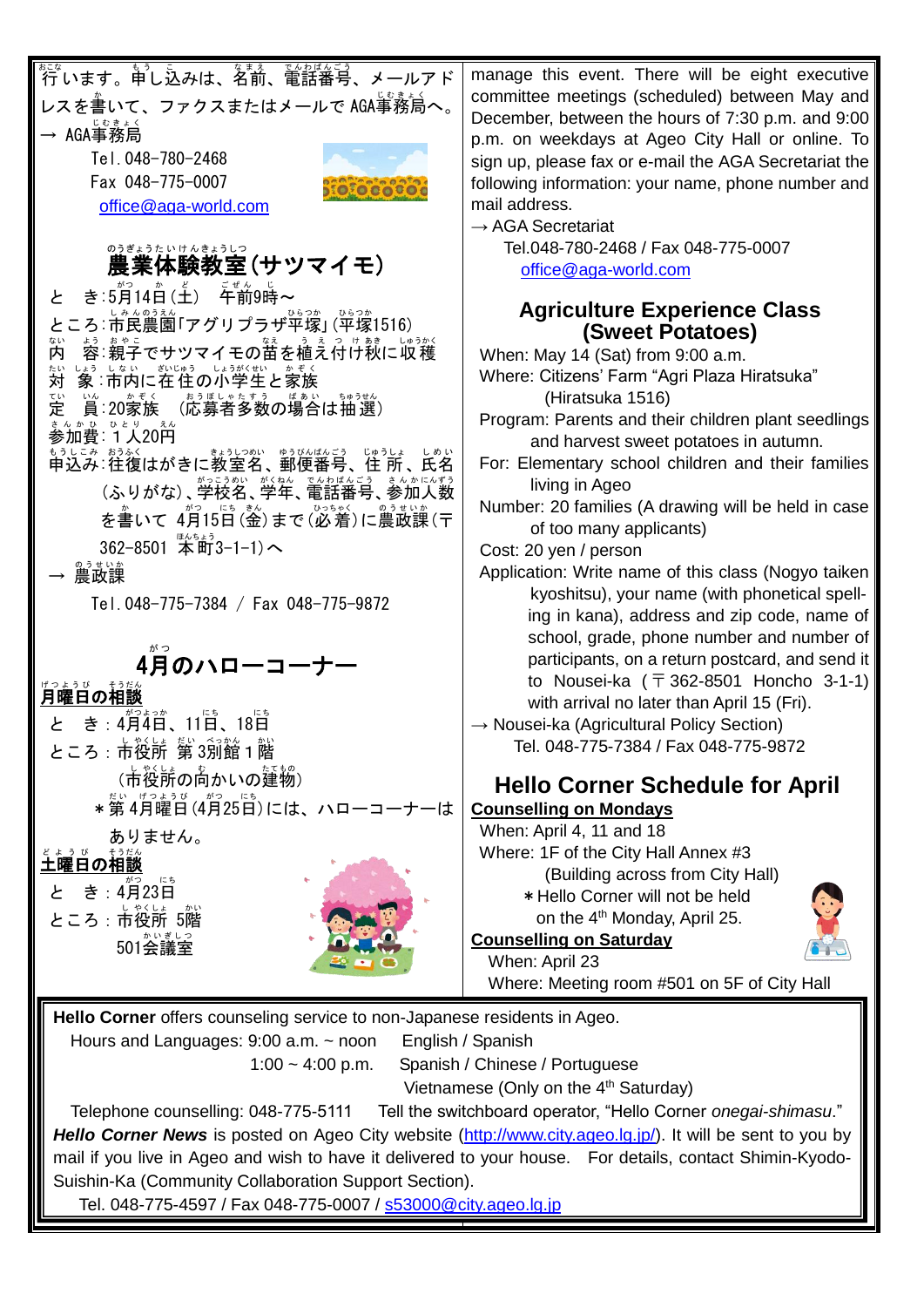行います。申し込みは、名前、電話番号、メールアドレスを書いて、ファクスまたはメールでAGA事務局へ。

→ AGA事務局

Tel. 048-780-2468

Fax 048-775-0007

office@aga-world.com

## 農業体験教室（サツマイモ）

と　き：5月14日（土）　午前9時～

ところ：市民農園「アグリプラザ平塚」（平塚1516）

内　容：親子でサツマイモの苗を植え付け秋に収穫

対　象：市内に在住の小学生と家族

定　員：20家族　（応募者多数の場合は抽選）

参加費：１人20円

申込み：往復はがきに教室名、郵便番号、住所、氏名（ふりがな）、学校名、学年、電話番号、参加人数を書いて　4月15日（金）まで（必着）に農政課（〒362-8501 本町3-1-1）へ

→ 農政課

Tel. 048-775-7384 / Fax 048-775-9872

## 4月のハローコーナー

**月曜日の相談**

と　き：4月4日、11日、18日

ところ：市役所　第3別館１階（市役所の向かいの建物）

＊第4月曜日（4月25日）には、ハローコーナーはありません。

**土曜日の相談**

と　き：4月23日

ところ：市役所　5階 501会議室

manage this event. There will be eight executive committee meetings (scheduled) between May and December, between the hours of 7:30 p.m. and 9:00 p.m. on weekdays at Ageo City Hall or online. To sign up, please fax or e-mail the AGA Secretariat the following information: your name, phone number and mail address.

→ AGA Secretariat

Tel.048-780-2468 / Fax 048-775-0007

office@aga-world.com

## Agriculture Experience Class (Sweet Potatoes)

When: May 14 (Sat) from 9:00 a.m.

Where: Citizens' Farm "Agri Plaza Hiratsuka" (Hiratsuka 1516)

Program: Parents and their children plant seedlings and harvest sweet potatoes in autumn.

For: Elementary school children and their families living in Ageo

Number: 20 families (A drawing will be held in case of too many applicants)

Cost: 20 yen / person

Application: Write name of this class (Nogyo taiken kyoshitsu), your name (with phonetical spelling in kana), address and zip code, name of school, grade, phone number and number of participants, on a return postcard, and send it to Nousei-ka (〒362-8501 Honcho 3-1-1) with arrival no later than April 15 (Fri).

→ Nousei-ka (Agricultural Policy Section)

Tel. 048-775-7384 / Fax 048-775-9872

## Hello Corner Schedule for April

**Counselling on Mondays**

When: April 4, 11 and 18

Where: 1F of the City Hall Annex #3 (Building across from City Hall)

＊Hello Corner will not be held on the 4th Monday, April 25.

**Counselling on Saturday**

When: April 23

Where: Meeting room #501 on 5F of City Hall

**Hello Corner** offers counseling service to non-Japanese residents in Ageo.

Hours and Languages: 9:00 a.m. ~ noon　English / Spanish

1:00 ~ 4:00 p.m.　Spanish / Chinese / Portuguese

Vietnamese (Only on the 4th Saturday)

Telephone counselling: 048-775-5111　Tell the switchboard operator, "Hello Corner *onegai-shimasu*."

***Hello Corner News*** is posted on Ageo City website (http://www.city.ageo.lg.jp/). It will be sent to you by mail if you live in Ageo and wish to have it delivered to your house. For details, contact Shimin-Kyodo-Suishin-Ka (Community Collaboration Support Section).

Tel. 048-775-4597 / Fax 048-775-0007 / s53000@city.ageo.lg.jp